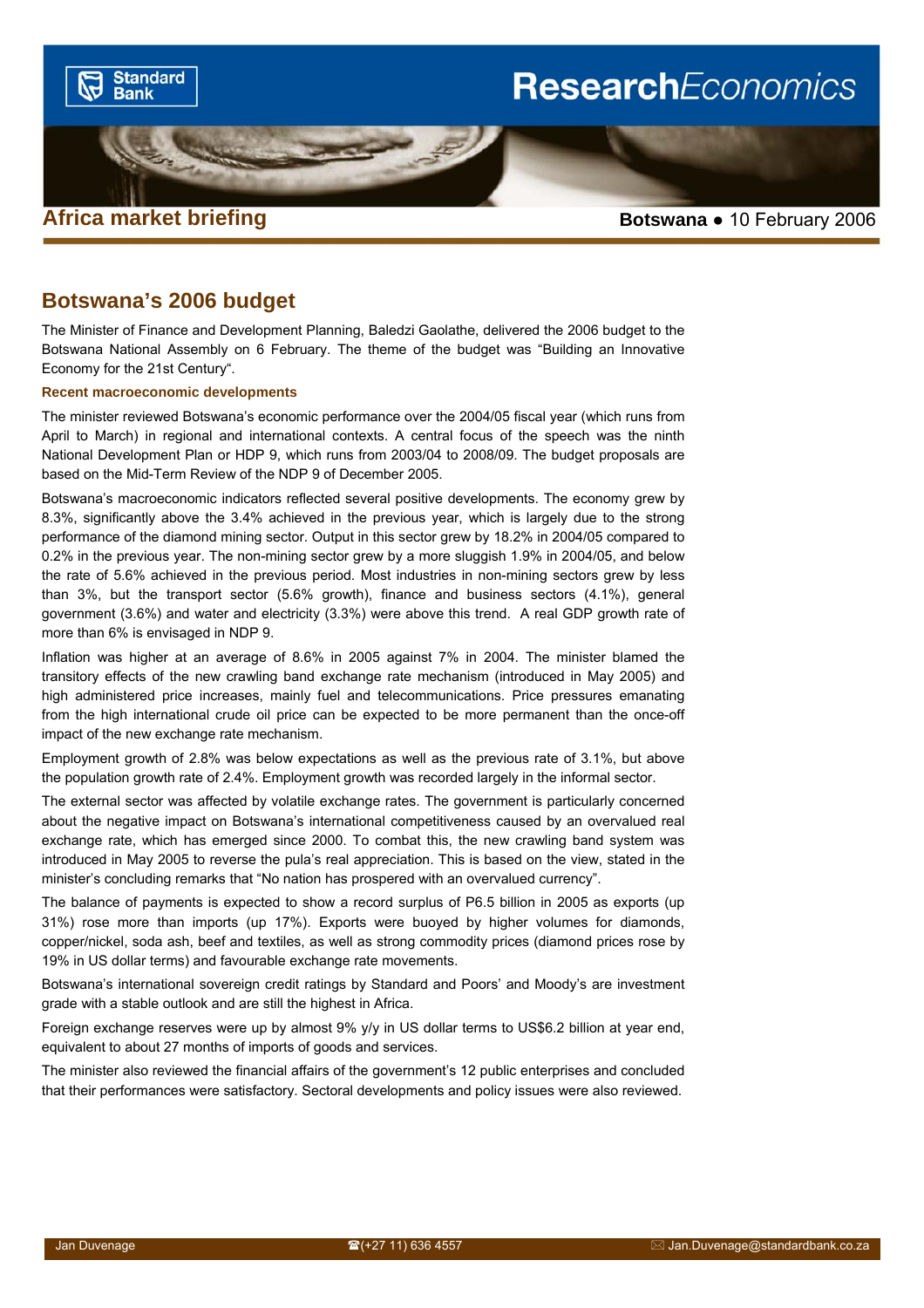Africa market briefing

**Botswana ● 10 February 2006**

# Botswana's 2006 budget

The Minister of Finance and Development Planning, Baledzi Gaolathe, delivered the 2006 budget to the Botswana National Assembly on 6 February. The theme of the budget was "Building an Innovative Economy for the 21st Century".

### Recent macroeconomic developments

The minister reviewed Botswana's economic performance over the 2004/05 fiscal year (which runs from April to March) in regional and international contexts. A central focus of the speech was the ninth National Development Plan or HDP 9, which runs from 2003/04 to 2008/09. The budget proposals are based on the Mid-Term Review of the NDP 9 of December 2005.

Botswana's macroeconomic indicators reflected several positive developments. The economy grew by 8.3%, significantly above the 3.4% achieved in the previous year, which is largely due to the strong performance of the diamond mining sector. Output in this sector grew by 18.2% in 2004/05 compared to 0.2% in the previous year. The non-mining sector grew by a more sluggish 1.9% in 2004/05, and below the rate of 5.6% achieved in the previous period. Most industries in non-mining sectors grew by less than 3%, but the transport sector (5.6% growth), finance and business sectors (4.1%), general government (3.6%) and water and electricity (3.3%) were above this trend. A real GDP growth rate of more than 6% is envisaged in NDP 9.

Inflation was higher at an average of 8.6% in 2005 against 7% in 2004. The minister blamed the transitory effects of the new crawling band exchange rate mechanism (introduced in May 2005) and high administered price increases, mainly fuel and telecommunications. Price pressures emanating from the high international crude oil price can be expected to be more permanent than the once-off impact of the new exchange rate mechanism.

Employment growth of 2.8% was below expectations as well as the previous rate of 3.1%, but above the population growth rate of 2.4%. Employment growth was recorded largely in the informal sector.

The external sector was affected by volatile exchange rates. The government is particularly concerned about the negative impact on Botswana's international competitiveness caused by an overvalued real exchange rate, which has emerged since 2000. To combat this, the new crawling band system was introduced in May 2005 to reverse the pula's real appreciation. This is based on the view, stated in the minister's concluding remarks that "No nation has prospered with an overvalued currency".

The balance of payments is expected to show a record surplus of P6.5 billion in 2005 as exports (up 31%) rose more than imports (up 17%). Exports were buoyed by higher volumes for diamonds, copper/nickel, soda ash, beef and textiles, as well as strong commodity prices (diamond prices rose by 19% in US dollar terms) and favourable exchange rate movements.

Botswana's international sovereign credit ratings by Standard and Poors' and Moody's are investment grade with a stable outlook and are still the highest in Africa.

Foreign exchange reserves were up by almost 9% y/y in US dollar terms to US$6.2 billion at year end, equivalent to about 27 months of imports of goods and services.

The minister also reviewed the financial affairs of the government's 12 public enterprises and concluded that their performances were satisfactory. Sectoral developments and policy issues were also reviewed.

Jan Duvenage | ☎(+27 11) 636 4557 | Jan.Duvenage@standardbank.co.za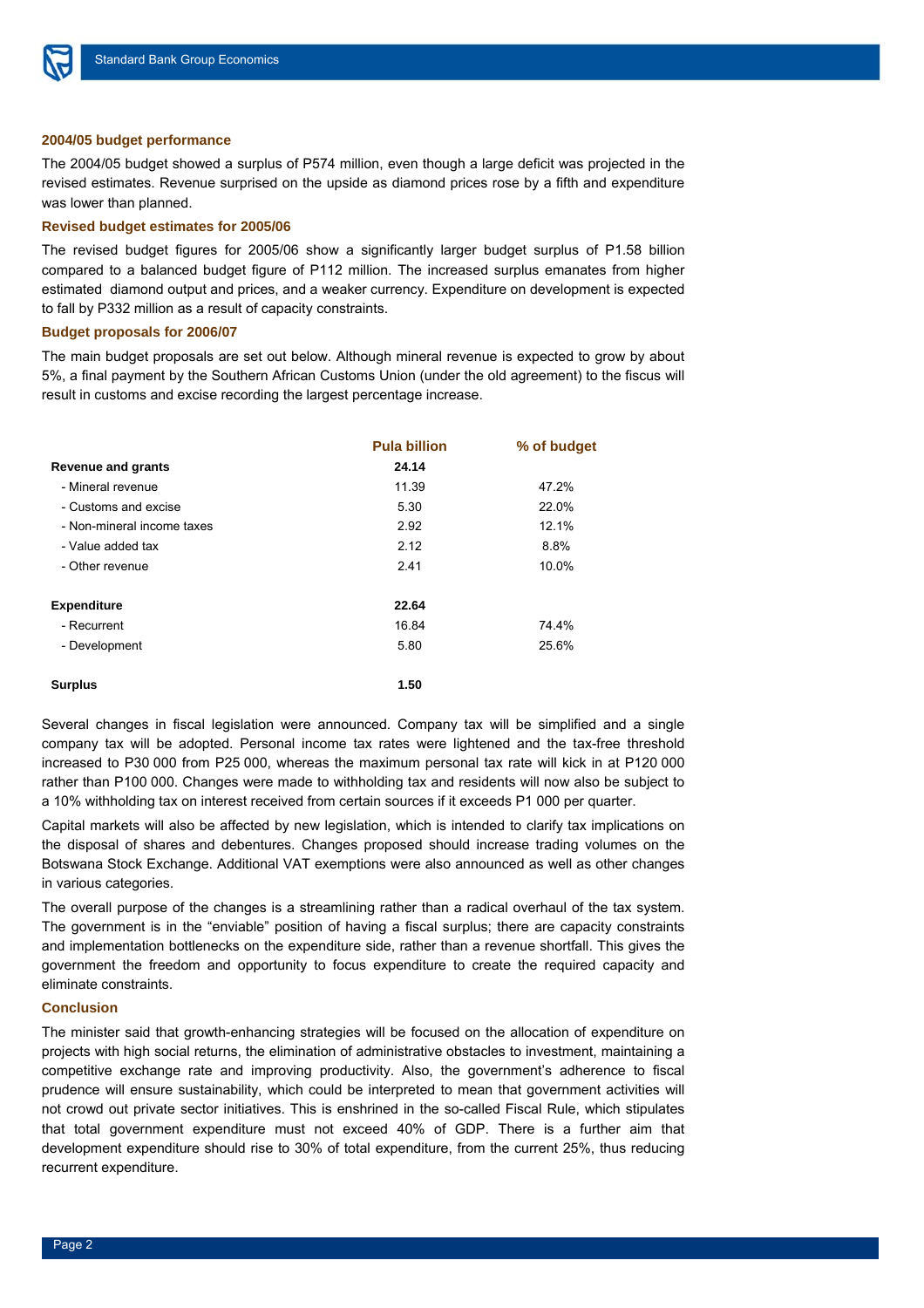### 2004/05 budget performance

The 2004/05 budget showed a surplus of P574 million, even though a large deficit was projected in the revised estimates. Revenue surprised on the upside as diamond prices rose by a fifth and expenditure was lower than planned.

### Revised budget estimates for 2005/06

The revised budget figures for 2005/06 show a significantly larger budget surplus of P1.58 billion compared to a balanced budget figure of P112 million. The increased surplus emanates from higher estimated diamond output and prices, and a weaker currency. Expenditure on development is expected to fall by P332 million as a result of capacity constraints.

### Budget proposals for 2006/07

The main budget proposals are set out below. Although mineral revenue is expected to grow by about 5%, a final payment by the Southern African Customs Union (under the old agreement) to the fiscus will result in customs and excise recording the largest percentage increase.

| | Pula billion | % of budget |
|---|---|---|
| **Revenue and grants** | **24.14** | |
| - Mineral revenue | 11.39 | 47.2% |
| - Customs and excise | 5.30 | 22.0% |
| - Non-mineral income taxes | 2.92 | 12.1% |
| - Value added tax | 2.12 | 8.8% |
| - Other revenue | 2.41 | 10.0% |
| **Expenditure** | **22.64** | |
| - Recurrent | 16.84 | 74.4% |
| - Development | 5.80 | 25.6% |
| **Surplus** | **1.50** | |

Several changes in fiscal legislation were announced. Company tax will be simplified and a single company tax will be adopted. Personal income tax rates were lightened and the tax-free threshold increased to P30 000 from P25 000, whereas the maximum personal tax rate will kick in at P120 000 rather than P100 000. Changes were made to withholding tax and residents will now also be subject to a 10% withholding tax on interest received from certain sources if it exceeds P1 000 per quarter.

Capital markets will also be affected by new legislation, which is intended to clarify tax implications on the disposal of shares and debentures. Changes proposed should increase trading volumes on the Botswana Stock Exchange. Additional VAT exemptions were also announced as well as other changes in various categories.

The overall purpose of the changes is a streamlining rather than a radical overhaul of the tax system. The government is in the "enviable" position of having a fiscal surplus; there are capacity constraints and implementation bottlenecks on the expenditure side, rather than a revenue shortfall. This gives the government the freedom and opportunity to focus expenditure to create the required capacity and eliminate constraints.

### Conclusion

The minister said that growth-enhancing strategies will be focused on the allocation of expenditure on projects with high social returns, the elimination of administrative obstacles to investment, maintaining a competitive exchange rate and improving productivity. Also, the government's adherence to fiscal prudence will ensure sustainability, which could be interpreted to mean that government activities will not crowd out private sector initiatives. This is enshrined in the so-called Fiscal Rule, which stipulates that total government expenditure must not exceed 40% of GDP. There is a further aim that development expenditure should rise to 30% of total expenditure, from the current 25%, thus reducing recurrent expenditure.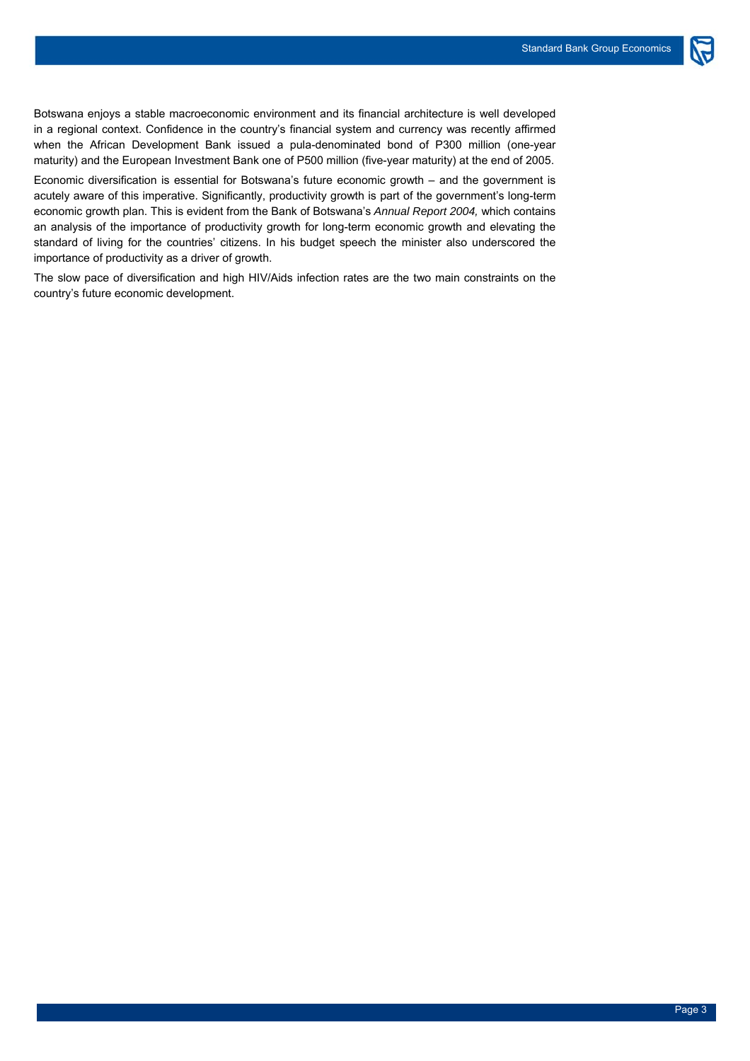Botswana enjoys a stable macroeconomic environment and its financial architecture is well developed in a regional context. Confidence in the country's financial system and currency was recently affirmed when the African Development Bank issued a pula-denominated bond of P300 million (one-year maturity) and the European Investment Bank one of P500 million (five-year maturity) at the end of 2005.

Economic diversification is essential for Botswana's future economic growth – and the government is acutely aware of this imperative. Significantly, productivity growth is part of the government's long-term economic growth plan. This is evident from the Bank of Botswana's *Annual Report 2004,* which contains an analysis of the importance of productivity growth for long-term economic growth and elevating the standard of living for the countries' citizens. In his budget speech the minister also underscored the importance of productivity as a driver of growth.

The slow pace of diversification and high HIV/Aids infection rates are the two main constraints on the country's future economic development.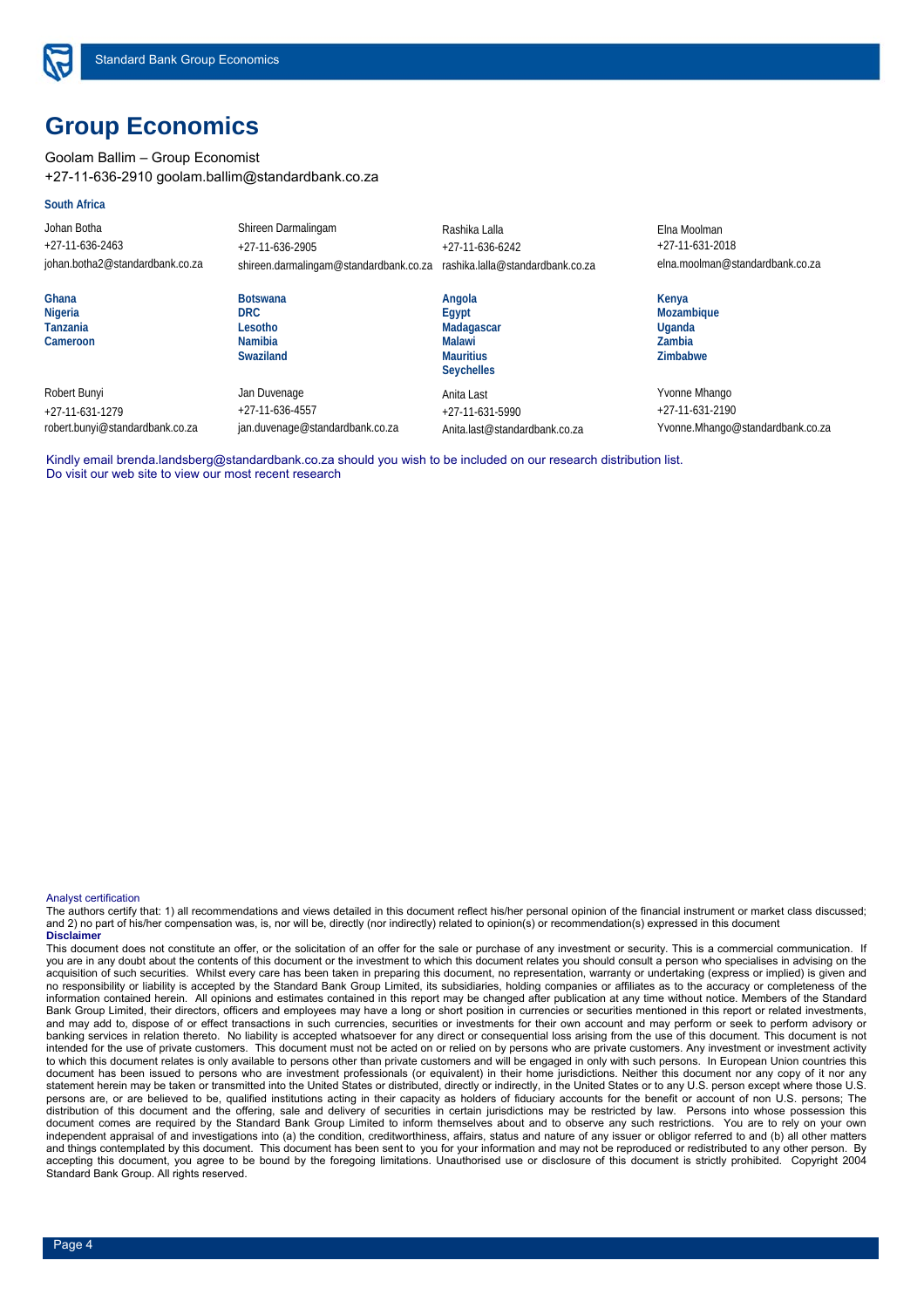# Group Economics

Goolam Ballim – Group Economist
+27-11-636-2910 goolam.ballim@standardbank.co.za

**South Africa**

| | | | |
|---|---|---|---|
| Johan Botha<br>+27-11-636-2463<br>johan.botha2@standardbank.co.za | Shireen Darmalingam<br>+27-11-636-2905<br>shireen.darmalingam@standardbank.co.za | Rashika Lalla<br>+27-11-636-6242<br>rashika.lalla@standardbank.co.za | Elna Moolman<br>+27-11-631-2018<br>elna.moolman@standardbank.co.za |
| **Ghana**<br>**Nigeria**<br>**Tanzania**<br>**Cameroon** | **Botswana**<br>**DRC**<br>**Lesotho**<br>**Namibia**<br>**Swaziland** | **Angola**<br>**Egypt**<br>**Madagascar**<br>**Malawi**<br>**Mauritius**<br>**Seychelles** | **Kenya**<br>**Mozambique**<br>**Uganda**<br>**Zambia**<br>**Zimbabwe** |
| Robert Bunyi<br>+27-11-631-1279<br>robert.bunyi@standardbank.co.za | Jan Duvenage<br>+27-11-636-4557<br>jan.duvenage@standardbank.co.za | Anita Last<br>+27-11-631-5990<br>Anita.last@standardbank.co.za | Yvonne Mhango<br>+27-11-631-2190<br>Yvonne.Mhango@standardbank.co.za |

Kindly email brenda.landsberg@standardbank.co.za should you wish to be included on our research distribution list.
Do visit our web site to view our most recent research

Analyst certification

The authors certify that: 1) all recommendations and views detailed in this document reflect his/her personal opinion of the financial instrument or market class discussed; and 2) no part of his/her compensation was, is, nor will be, directly (nor indirectly) related to opinion(s) or recommendation(s) expressed in this document

**Disclaimer**

This document does not constitute an offer, or the solicitation of an offer for the sale or purchase of any investment or security. This is a commercial communication. If you are in any doubt about the contents of this document or the investment to which this document relates you should consult a person who specialises in advising on the acquisition of such securities. Whilst every care has been taken in preparing this document, no representation, warranty or undertaking (express or implied) is given and no responsibility or liability is accepted by the Standard Bank Group Limited, its subsidiaries, holding companies or affiliates as to the accuracy or completeness of the information contained herein. All opinions and estimates contained in this report may be changed after publication at any time without notice. Members of the Standard Bank Group Limited, their directors, officers and employees may have a long or short position in currencies or securities mentioned in this report or related investments, and may add to, dispose of or effect transactions in such currencies, securities or investments for their own account and may perform or seek to perform advisory or banking services in relation thereto. No liability is accepted whatsoever for any direct or consequential loss arising from the use of this document. This document is not intended for the use of private customers. This document must not be acted on or relied on by persons who are private customers. Any investment or investment activity to which this document relates is only available to persons other than private customers and will be engaged in only with such persons. In European Union countries this document has been issued to persons who are investment professionals (or equivalent) in their home jurisdictions. Neither this document nor any copy of it nor any statement herein may be taken or transmitted into the United States or distributed, directly or indirectly, in the United States or to any U.S. person except where those U.S. persons are, or are believed to be, qualified institutions acting in their capacity as holders of fiduciary accounts for the benefit or account of non U.S. persons; The distribution of this document and the offering, sale and delivery of securities in certain jurisdictions may be restricted by law. Persons into whose possession this document comes are required by the Standard Bank Group Limited to inform themselves about and to observe any such restrictions. You are to rely on your own independent appraisal of and investigations into (a) the condition, creditworthiness, affairs, status and nature of any issuer or obligor referred to and (b) all other matters and things contemplated by this document. This document has been sent to you for your information and may not be reproduced or redistributed to any other person. By accepting this document, you agree to be bound by the foregoing limitations. Unauthorised use or disclosure of this document is strictly prohibited. Copyright 2004 Standard Bank Group. All rights reserved.